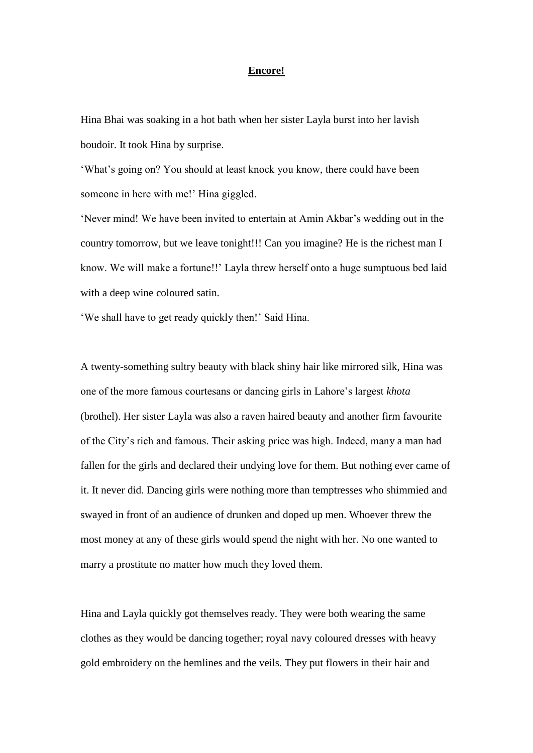# **Encore!**

Hina Bhai was soaking in a hot bath when her sister Layla burst into her lavish boudoir. It took Hina by surprise.

'What's going on? You should at least knock you know, there could have been someone in here with me!' Hina giggled.

'Never mind! We have been invited to entertain at Amin Akbar's wedding out in the country tomorrow, but we leave tonight!!! Can you imagine? He is the richest man I know. We will make a fortune!!' Layla threw herself onto a huge sumptuous bed laid with a deep wine coloured satin.

'We shall have to get ready quickly then!' Said Hina.

A twenty-something sultry beauty with black shiny hair like mirrored silk, Hina was one of the more famous courtesans or dancing girls in Lahore's largest *khota* (brothel). Her sister Layla was also a raven haired beauty and another firm favourite of the City's rich and famous. Their asking price was high. Indeed, many a man had fallen for the girls and declared their undying love for them. But nothing ever came of it. It never did. Dancing girls were nothing more than temptresses who shimmied and swayed in front of an audience of drunken and doped up men. Whoever threw the most money at any of these girls would spend the night with her. No one wanted to marry a prostitute no matter how much they loved them.

Hina and Layla quickly got themselves ready. They were both wearing the same clothes as they would be dancing together; royal navy coloured dresses with heavy gold embroidery on the hemlines and the veils. They put flowers in their hair and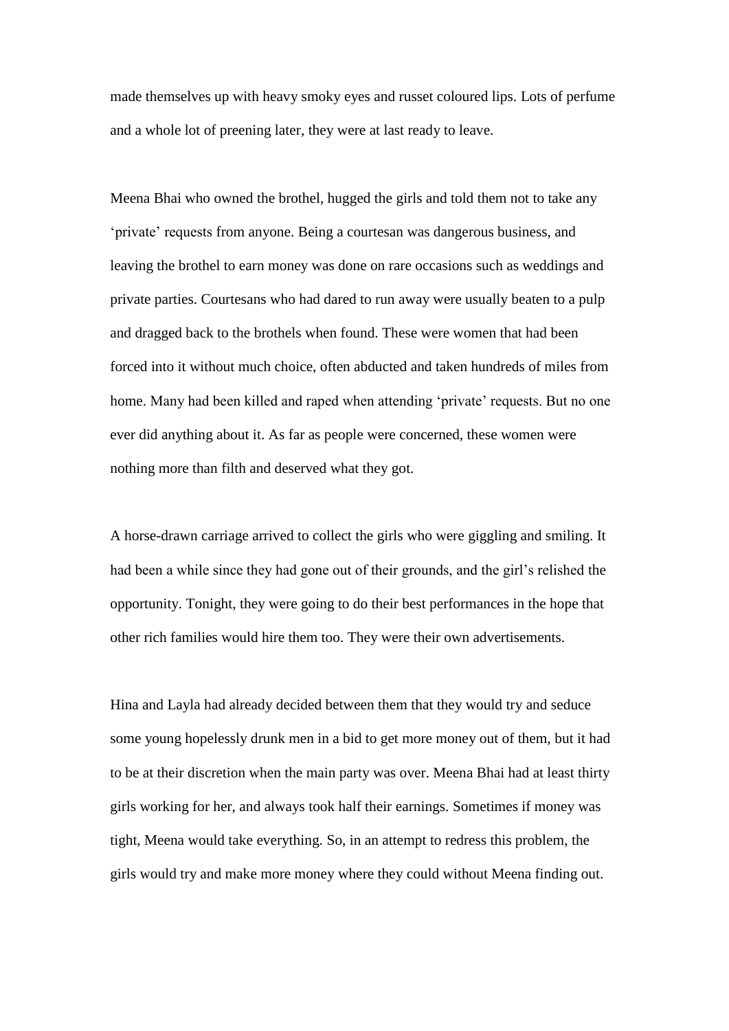made themselves up with heavy smoky eyes and russet coloured lips. Lots of perfume and a whole lot of preening later, they were at last ready to leave.

Meena Bhai who owned the brothel, hugged the girls and told them not to take any 'private' requests from anyone. Being a courtesan was dangerous business, and leaving the brothel to earn money was done on rare occasions such as weddings and private parties. Courtesans who had dared to run away were usually beaten to a pulp and dragged back to the brothels when found. These were women that had been forced into it without much choice, often abducted and taken hundreds of miles from home. Many had been killed and raped when attending 'private' requests. But no one ever did anything about it. As far as people were concerned, these women were nothing more than filth and deserved what they got.

A horse-drawn carriage arrived to collect the girls who were giggling and smiling. It had been a while since they had gone out of their grounds, and the girl's relished the opportunity. Tonight, they were going to do their best performances in the hope that other rich families would hire them too. They were their own advertisements.

Hina and Layla had already decided between them that they would try and seduce some young hopelessly drunk men in a bid to get more money out of them, but it had to be at their discretion when the main party was over. Meena Bhai had at least thirty girls working for her, and always took half their earnings. Sometimes if money was tight, Meena would take everything. So, in an attempt to redress this problem, the girls would try and make more money where they could without Meena finding out.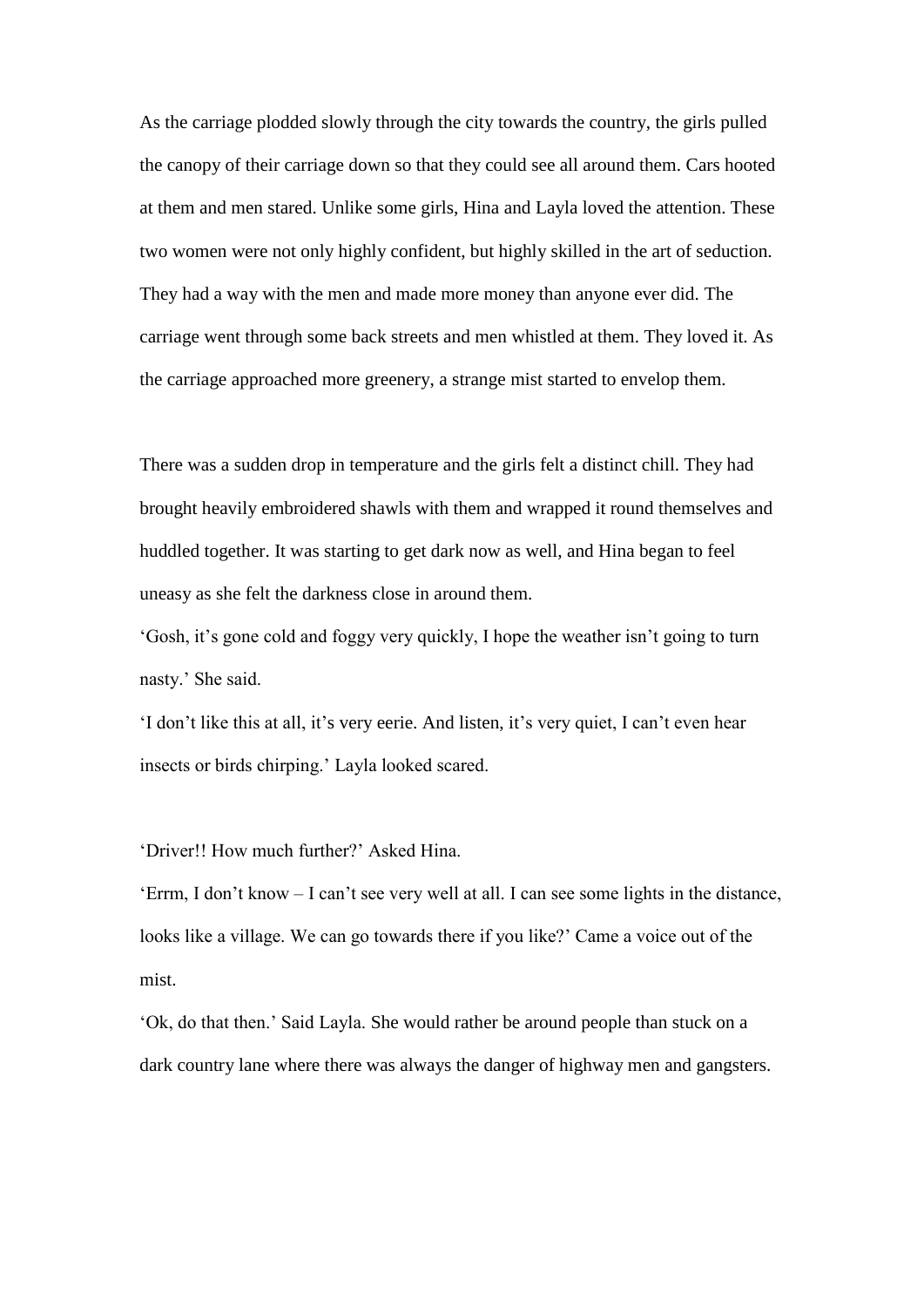As the carriage plodded slowly through the city towards the country, the girls pulled the canopy of their carriage down so that they could see all around them. Cars hooted at them and men stared. Unlike some girls, Hina and Layla loved the attention. These two women were not only highly confident, but highly skilled in the art of seduction. They had a way with the men and made more money than anyone ever did. The carriage went through some back streets and men whistled at them. They loved it. As the carriage approached more greenery, a strange mist started to envelop them.

There was a sudden drop in temperature and the girls felt a distinct chill. They had brought heavily embroidered shawls with them and wrapped it round themselves and huddled together. It was starting to get dark now as well, and Hina began to feel uneasy as she felt the darkness close in around them.

'Gosh, it's gone cold and foggy very quickly, I hope the weather isn't going to turn nasty.' She said.

'I don't like this at all, it's very eerie. And listen, it's very quiet, I can't even hear insects or birds chirping.' Layla looked scared.

'Driver!! How much further?' Asked Hina.

'Errm, I don't know – I can't see very well at all. I can see some lights in the distance, looks like a village. We can go towards there if you like?' Came a voice out of the mist.

'Ok, do that then.' Said Layla. She would rather be around people than stuck on a dark country lane where there was always the danger of highway men and gangsters.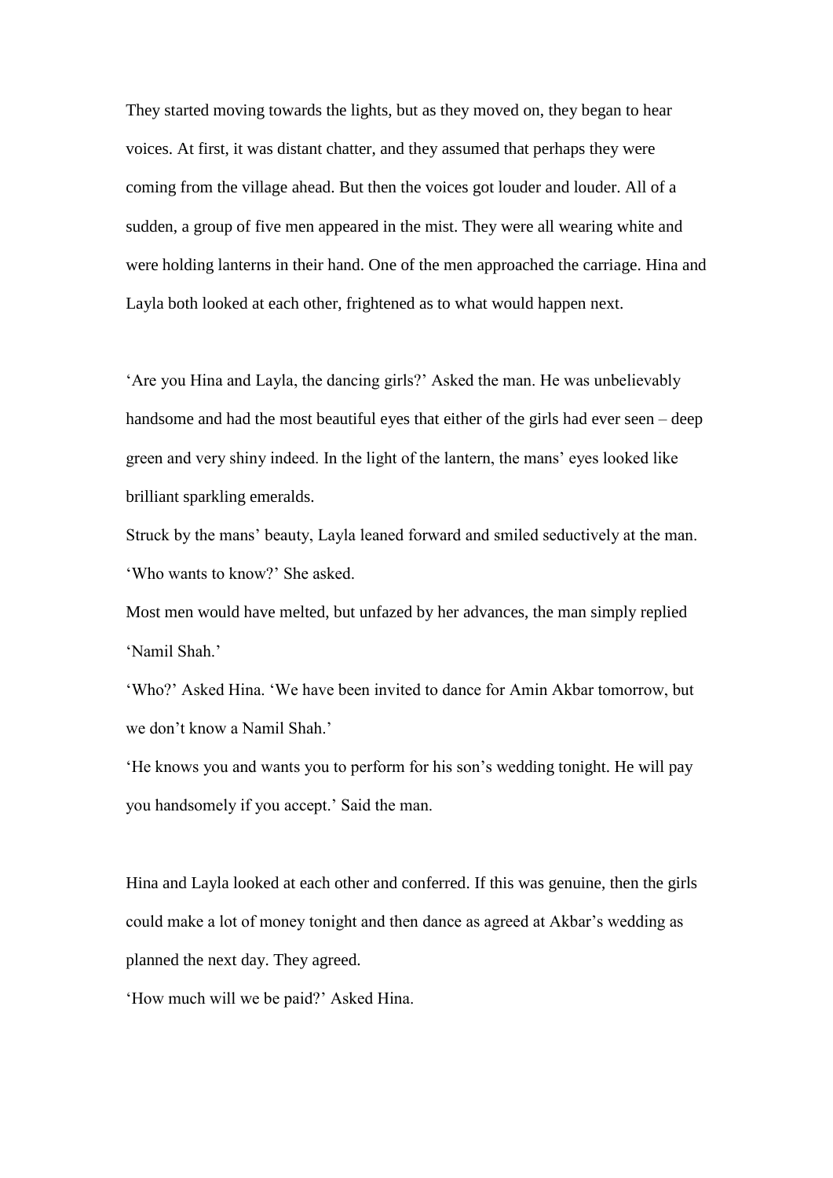They started moving towards the lights, but as they moved on, they began to hear voices. At first, it was distant chatter, and they assumed that perhaps they were coming from the village ahead. But then the voices got louder and louder. All of a sudden, a group of five men appeared in the mist. They were all wearing white and were holding lanterns in their hand. One of the men approached the carriage. Hina and Layla both looked at each other, frightened as to what would happen next.

'Are you Hina and Layla, the dancing girls?' Asked the man. He was unbelievably handsome and had the most beautiful eyes that either of the girls had ever seen – deep green and very shiny indeed. In the light of the lantern, the mans' eyes looked like brilliant sparkling emeralds.

Struck by the mans' beauty, Layla leaned forward and smiled seductively at the man. 'Who wants to know?' She asked.

Most men would have melted, but unfazed by her advances, the man simply replied 'Namil Shah.'

'Who?' Asked Hina. 'We have been invited to dance for Amin Akbar tomorrow, but we don't know a Namil Shah.'

'He knows you and wants you to perform for his son's wedding tonight. He will pay you handsomely if you accept.' Said the man.

Hina and Layla looked at each other and conferred. If this was genuine, then the girls could make a lot of money tonight and then dance as agreed at Akbar's wedding as planned the next day. They agreed.

'How much will we be paid?' Asked Hina.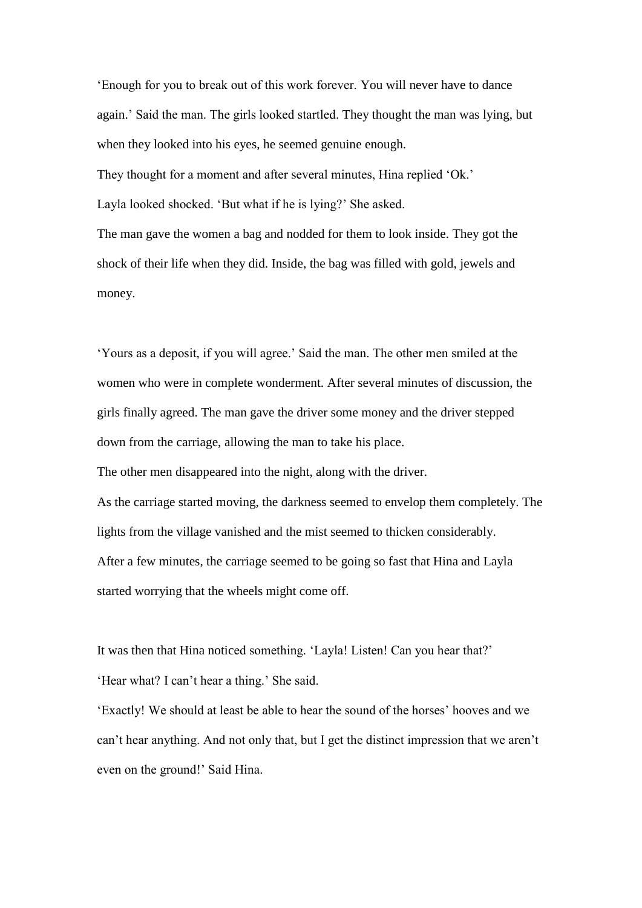'Enough for you to break out of this work forever. You will never have to dance again.' Said the man. The girls looked startled. They thought the man was lying, but when they looked into his eyes, he seemed genuine enough.
They thought for a moment and after several minutes, Hina replied 'Ok.'
Layla looked shocked. 'But what if he is lying?' She asked.
The man gave the women a bag and nodded for them to look inside. They got the shock of their life when they did. Inside, the bag was filled with gold, jewels and money.

'Yours as a deposit, if you will agree.' Said the man. The other men smiled at the women who were in complete wonderment. After several minutes of discussion, the girls finally agreed. The man gave the driver some money and the driver stepped down from the carriage, allowing the man to take his place.
The other men disappeared into the night, along with the driver.
As the carriage started moving, the darkness seemed to envelop them completely. The lights from the village vanished and the mist seemed to thicken considerably.
After a few minutes, the carriage seemed to be going so fast that Hina and Layla started worrying that the wheels might come off.

It was then that Hina noticed something. 'Layla! Listen! Can you hear that?'
'Hear what? I can't hear a thing.' She said.
'Exactly! We should at least be able to hear the sound of the horses' hooves and we can't hear anything. And not only that, but I get the distinct impression that we aren't even on the ground!' Said Hina.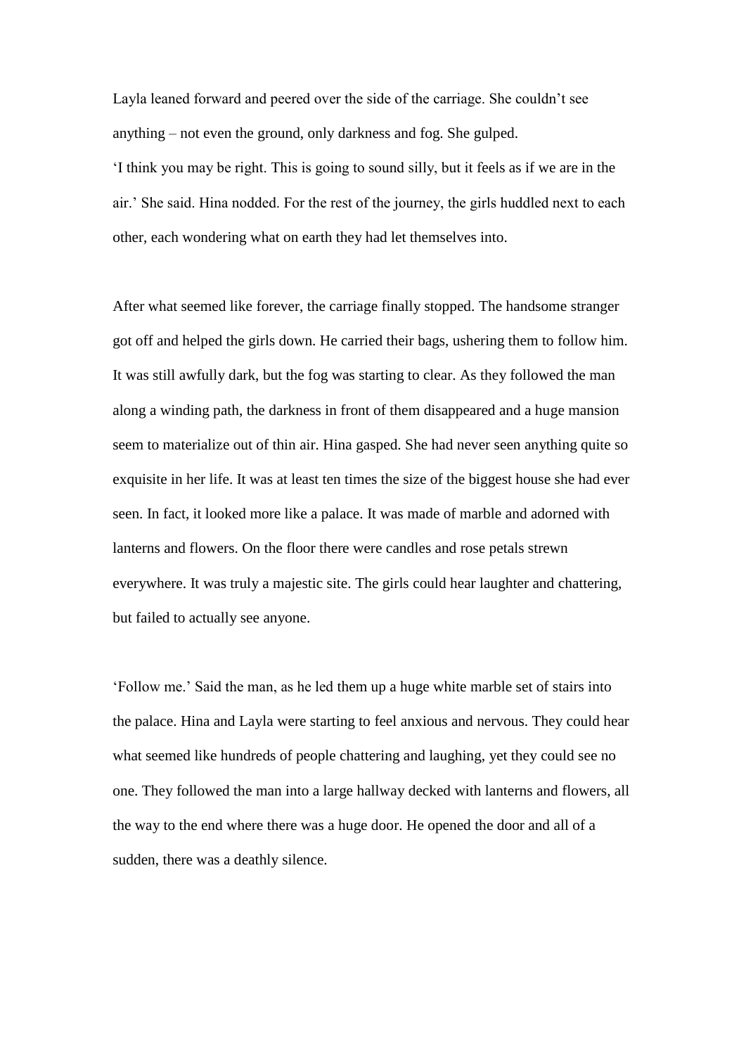Layla leaned forward and peered over the side of the carriage. She couldn't see anything – not even the ground, only darkness and fog. She gulped.
'I think you may be right. This is going to sound silly, but it feels as if we are in the air.' She said. Hina nodded. For the rest of the journey, the girls huddled next to each other, each wondering what on earth they had let themselves into.

After what seemed like forever, the carriage finally stopped. The handsome stranger got off and helped the girls down. He carried their bags, ushering them to follow him. It was still awfully dark, but the fog was starting to clear. As they followed the man along a winding path, the darkness in front of them disappeared and a huge mansion seem to materialize out of thin air. Hina gasped. She had never seen anything quite so exquisite in her life. It was at least ten times the size of the biggest house she had ever seen. In fact, it looked more like a palace. It was made of marble and adorned with lanterns and flowers. On the floor there were candles and rose petals strewn everywhere. It was truly a majestic site. The girls could hear laughter and chattering, but failed to actually see anyone.

'Follow me.' Said the man, as he led them up a huge white marble set of stairs into the palace. Hina and Layla were starting to feel anxious and nervous. They could hear what seemed like hundreds of people chattering and laughing, yet they could see no one. They followed the man into a large hallway decked with lanterns and flowers, all the way to the end where there was a huge door. He opened the door and all of a sudden, there was a deathly silence.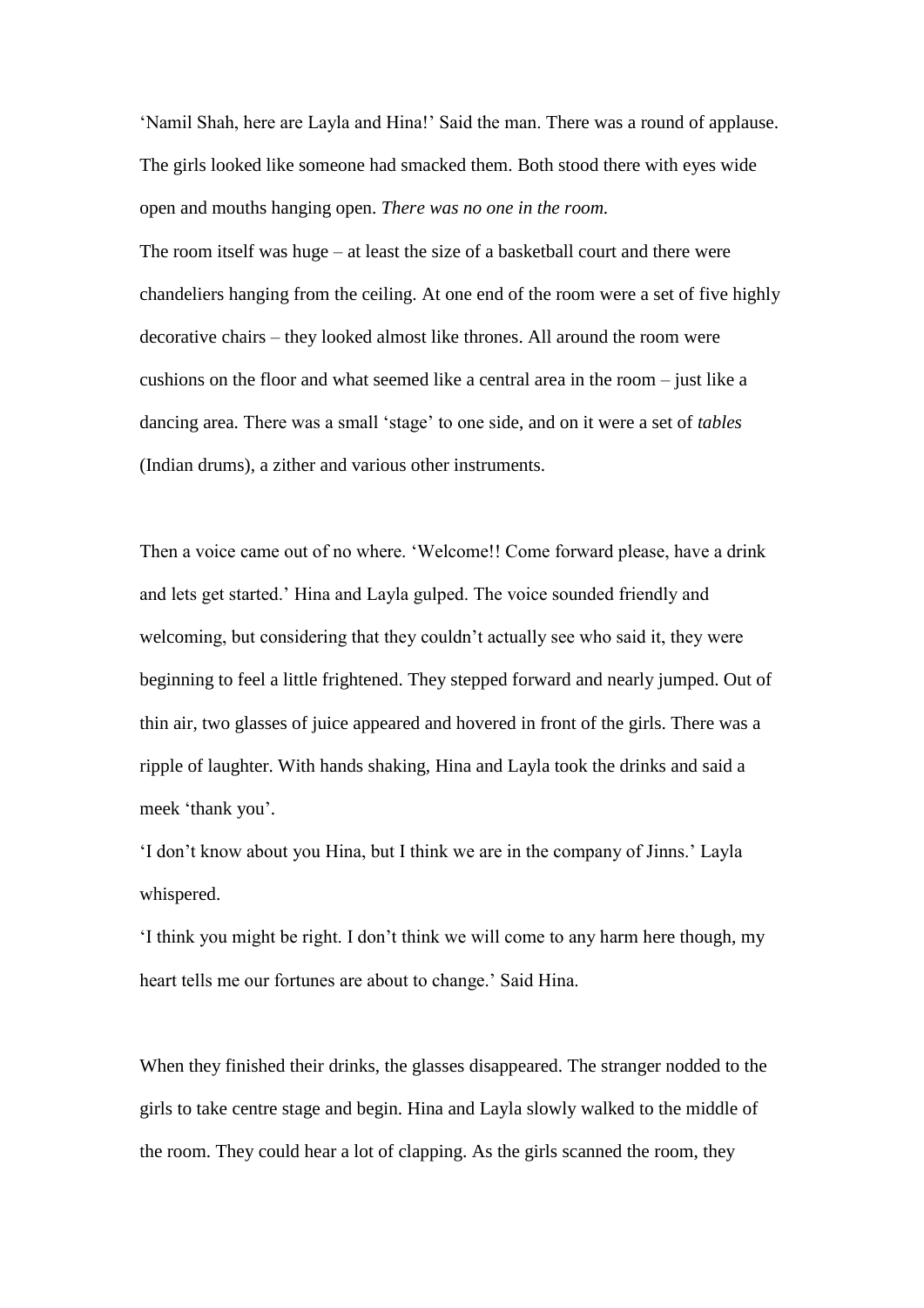'Namil Shah, here are Layla and Hina!' Said the man. There was a round of applause. The girls looked like someone had smacked them. Both stood there with eyes wide open and mouths hanging open. *There was no one in the room.*

The room itself was huge – at least the size of a basketball court and there were chandeliers hanging from the ceiling. At one end of the room were a set of five highly decorative chairs – they looked almost like thrones. All around the room were cushions on the floor and what seemed like a central area in the room – just like a dancing area. There was a small 'stage' to one side, and on it were a set of *tables* (Indian drums), a zither and various other instruments.

Then a voice came out of no where. 'Welcome!! Come forward please, have a drink and lets get started.' Hina and Layla gulped. The voice sounded friendly and welcoming, but considering that they couldn't actually see who said it, they were beginning to feel a little frightened. They stepped forward and nearly jumped. Out of thin air, two glasses of juice appeared and hovered in front of the girls. There was a ripple of laughter. With hands shaking, Hina and Layla took the drinks and said a meek 'thank you'.

'I don't know about you Hina, but I think we are in the company of Jinns.' Layla whispered.

'I think you might be right. I don't think we will come to any harm here though, my heart tells me our fortunes are about to change.' Said Hina.

When they finished their drinks, the glasses disappeared. The stranger nodded to the girls to take centre stage and begin. Hina and Layla slowly walked to the middle of the room. They could hear a lot of clapping. As the girls scanned the room, they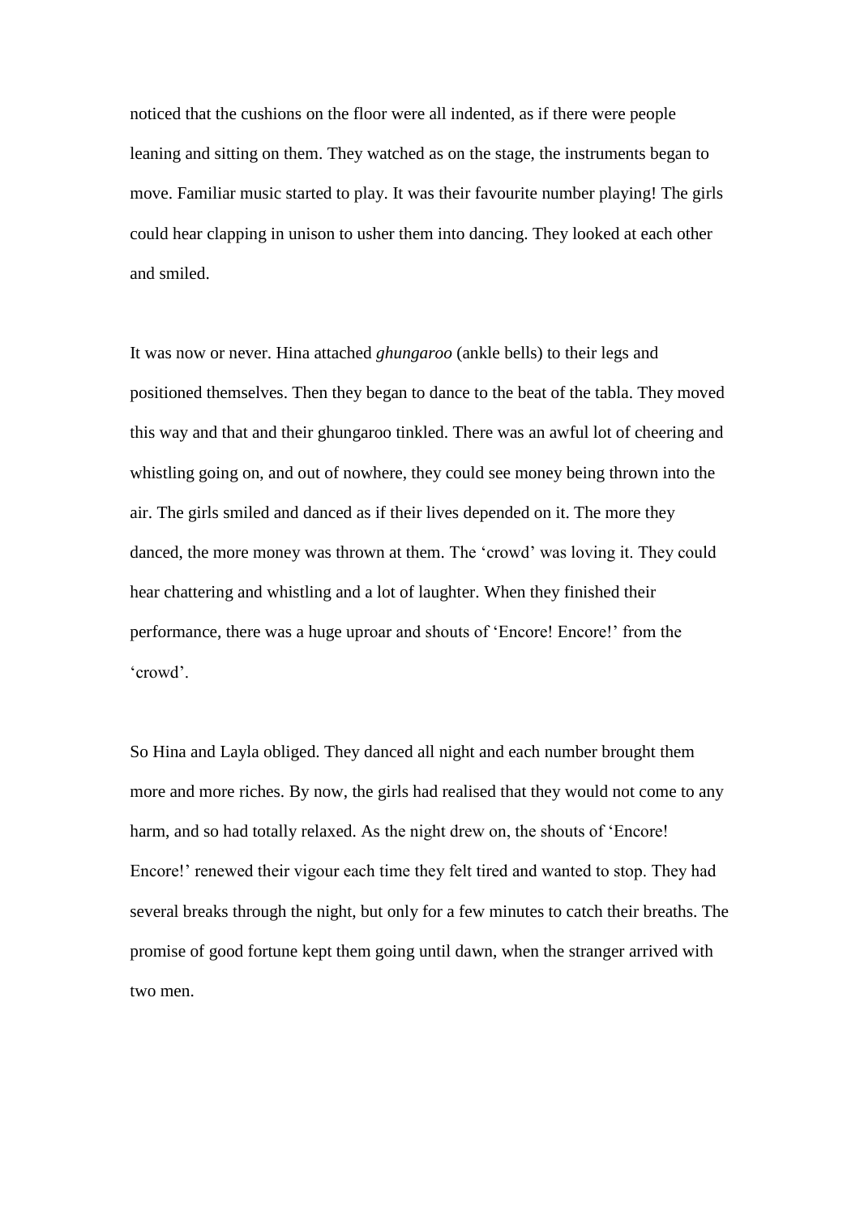noticed that the cushions on the floor were all indented, as if there were people leaning and sitting on them. They watched as on the stage, the instruments began to move. Familiar music started to play. It was their favourite number playing! The girls could hear clapping in unison to usher them into dancing. They looked at each other and smiled.

It was now or never. Hina attached *ghungaroo* (ankle bells) to their legs and positioned themselves. Then they began to dance to the beat of the tabla. They moved this way and that and their ghungaroo tinkled. There was an awful lot of cheering and whistling going on, and out of nowhere, they could see money being thrown into the air. The girls smiled and danced as if their lives depended on it. The more they danced, the more money was thrown at them. The 'crowd' was loving it. They could hear chattering and whistling and a lot of laughter. When they finished their performance, there was a huge uproar and shouts of 'Encore! Encore!' from the 'crowd'.

So Hina and Layla obliged. They danced all night and each number brought them more and more riches. By now, the girls had realised that they would not come to any harm, and so had totally relaxed. As the night drew on, the shouts of 'Encore! Encore!' renewed their vigour each time they felt tired and wanted to stop. They had several breaks through the night, but only for a few minutes to catch their breaths. The promise of good fortune kept them going until dawn, when the stranger arrived with two men.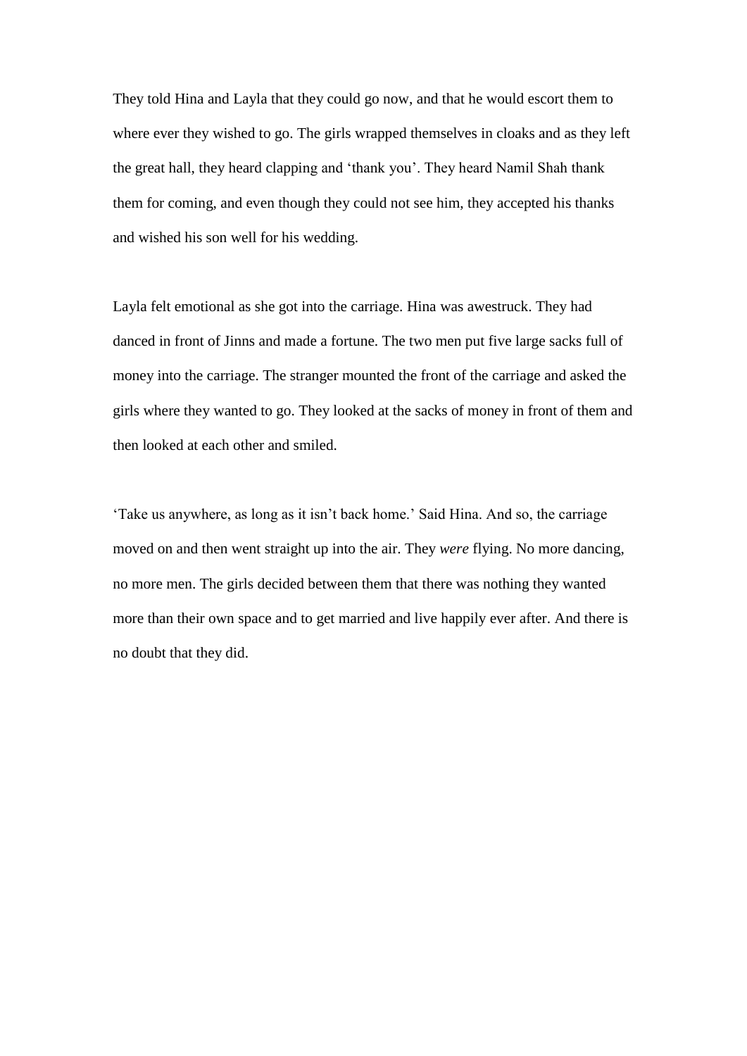They told Hina and Layla that they could go now, and that he would escort them to where ever they wished to go. The girls wrapped themselves in cloaks and as they left the great hall, they heard clapping and 'thank you'. They heard Namil Shah thank them for coming, and even though they could not see him, they accepted his thanks and wished his son well for his wedding.

Layla felt emotional as she got into the carriage. Hina was awestruck. They had danced in front of Jinns and made a fortune. The two men put five large sacks full of money into the carriage. The stranger mounted the front of the carriage and asked the girls where they wanted to go. They looked at the sacks of money in front of them and then looked at each other and smiled.

'Take us anywhere, as long as it isn't back home.' Said Hina. And so, the carriage moved on and then went straight up into the air. They *were* flying. No more dancing, no more men. The girls decided between them that there was nothing they wanted more than their own space and to get married and live happily ever after. And there is no doubt that they did.